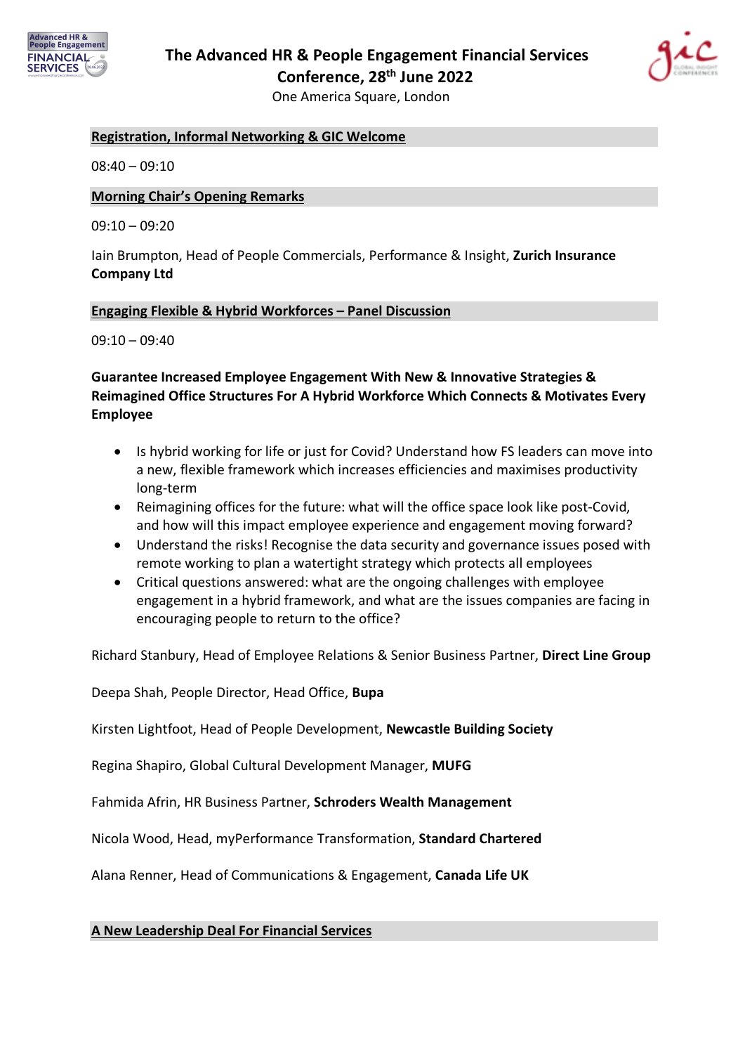# The Advanced HR & People Engagement Financial Services Conference, 28th June 2022

One America Square, London

## Registration, Informal Networking & GIC Welcome

08:40 – 09:10

## Morning Chair's Opening Remarks

09:10 – 09:20

Iain Brumpton, Head of People Commercials, Performance & Insight, **Zurich Insurance Company Ltd**

## Engaging Flexible & Hybrid Workforces – Panel Discussion

09:10 – 09:40

**Guarantee Increased Employee Engagement With New & Innovative Strategies & Reimagined Office Structures For A Hybrid Workforce Which Connects & Motivates Every Employee**

- Is hybrid working for life or just for Covid? Understand how FS leaders can move into a new, flexible framework which increases efficiencies and maximises productivity long-term
- Reimagining offices for the future: what will the office space look like post-Covid, and how will this impact employee experience and engagement moving forward?
- Understand the risks! Recognise the data security and governance issues posed with remote working to plan a watertight strategy which protects all employees
- Critical questions answered: what are the ongoing challenges with employee engagement in a hybrid framework, and what are the issues companies are facing in encouraging people to return to the office?

Richard Stanbury, Head of Employee Relations & Senior Business Partner, **Direct Line Group**

Deepa Shah, People Director, Head Office, **Bupa**

Kirsten Lightfoot, Head of People Development, **Newcastle Building Society**

Regina Shapiro, Global Cultural Development Manager, **MUFG**

Fahmida Afrin, HR Business Partner, **Schroders Wealth Management**

Nicola Wood, Head, myPerformance Transformation, **Standard Chartered**

Alana Renner, Head of Communications & Engagement, **Canada Life UK**

## A New Leadership Deal For Financial Services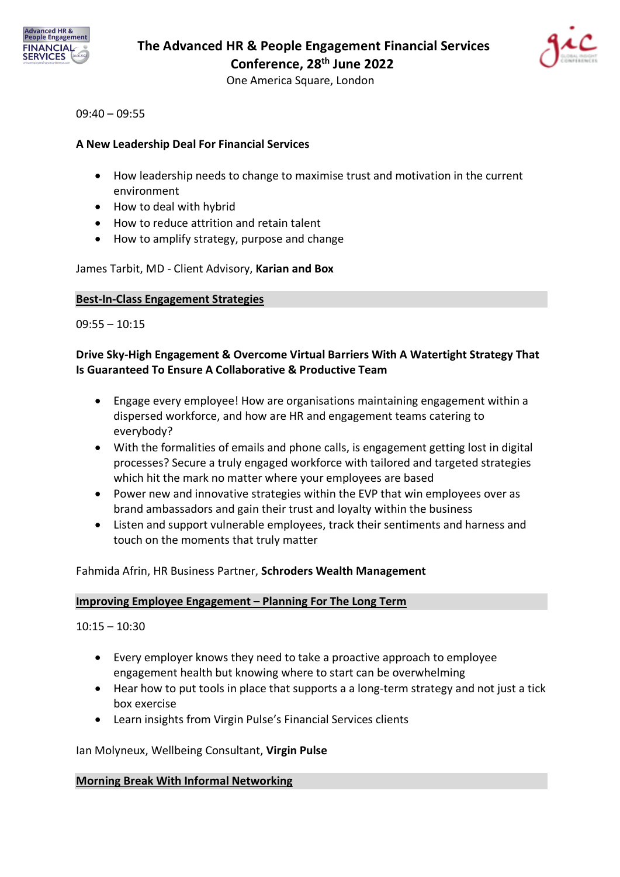09:40 – 09:55

**A New Leadership Deal For Financial Services**

- How leadership needs to change to maximise trust and motivation in the current environment
- How to deal with hybrid
- How to reduce attrition and retain talent
- How to amplify strategy, purpose and change

James Tarbit, MD - Client Advisory, **Karian and Box**

## Best-In-Class Engagement Strategies

09:55 – 10:15

**Drive Sky-High Engagement & Overcome Virtual Barriers With A Watertight Strategy That Is Guaranteed To Ensure A Collaborative & Productive Team**

- Engage every employee! How are organisations maintaining engagement within a dispersed workforce, and how are HR and engagement teams catering to everybody?
- With the formalities of emails and phone calls, is engagement getting lost in digital processes? Secure a truly engaged workforce with tailored and targeted strategies which hit the mark no matter where your employees are based
- Power new and innovative strategies within the EVP that win employees over as brand ambassadors and gain their trust and loyalty within the business
- Listen and support vulnerable employees, track their sentiments and harness and touch on the moments that truly matter

Fahmida Afrin, HR Business Partner, **Schroders Wealth Management**

## Improving Employee Engagement – Planning For The Long Term

10:15 – 10:30

- Every employer knows they need to take a proactive approach to employee engagement health but knowing where to start can be overwhelming
- Hear how to put tools in place that supports a a long-term strategy and not just a tick box exercise
- Learn insights from Virgin Pulse's Financial Services clients

Ian Molyneux, Wellbeing Consultant, **Virgin Pulse**

## Morning Break With Informal Networking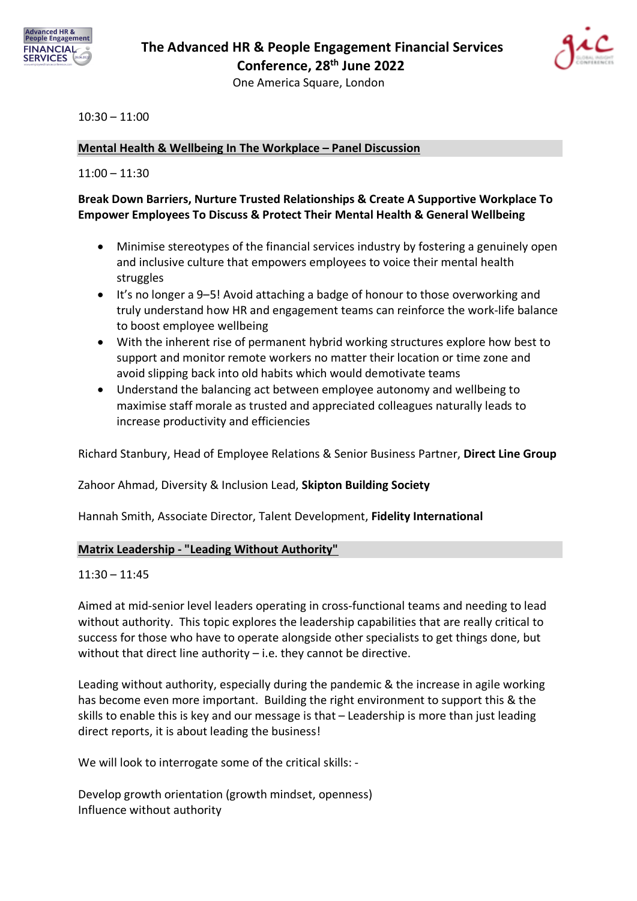10:30 – 11:00

## Mental Health & Wellbeing In The Workplace – Panel Discussion

11:00 – 11:30

**Break Down Barriers, Nurture Trusted Relationships & Create A Supportive Workplace To Empower Employees To Discuss & Protect Their Mental Health & General Wellbeing**

- Minimise stereotypes of the financial services industry by fostering a genuinely open and inclusive culture that empowers employees to voice their mental health struggles
- It's no longer a 9–5! Avoid attaching a badge of honour to those overworking and truly understand how HR and engagement teams can reinforce the work-life balance to boost employee wellbeing
- With the inherent rise of permanent hybrid working structures explore how best to support and monitor remote workers no matter their location or time zone and avoid slipping back into old habits which would demotivate teams
- Understand the balancing act between employee autonomy and wellbeing to maximise staff morale as trusted and appreciated colleagues naturally leads to increase productivity and efficiencies

Richard Stanbury, Head of Employee Relations & Senior Business Partner, **Direct Line Group**

Zahoor Ahmad, Diversity & Inclusion Lead, **Skipton Building Society**

Hannah Smith, Associate Director, Talent Development, **Fidelity International**

## Matrix Leadership - "Leading Without Authority"

11:30 – 11:45

Aimed at mid-senior level leaders operating in cross-functional teams and needing to lead without authority. This topic explores the leadership capabilities that are really critical to success for those who have to operate alongside other specialists to get things done, but without that direct line authority – i.e. they cannot be directive.

Leading without authority, especially during the pandemic & the increase in agile working has become even more important. Building the right environment to support this & the skills to enable this is key and our message is that – Leadership is more than just leading direct reports, it is about leading the business!

We will look to interrogate some of the critical skills: -

Develop growth orientation (growth mindset, openness)
Influence without authority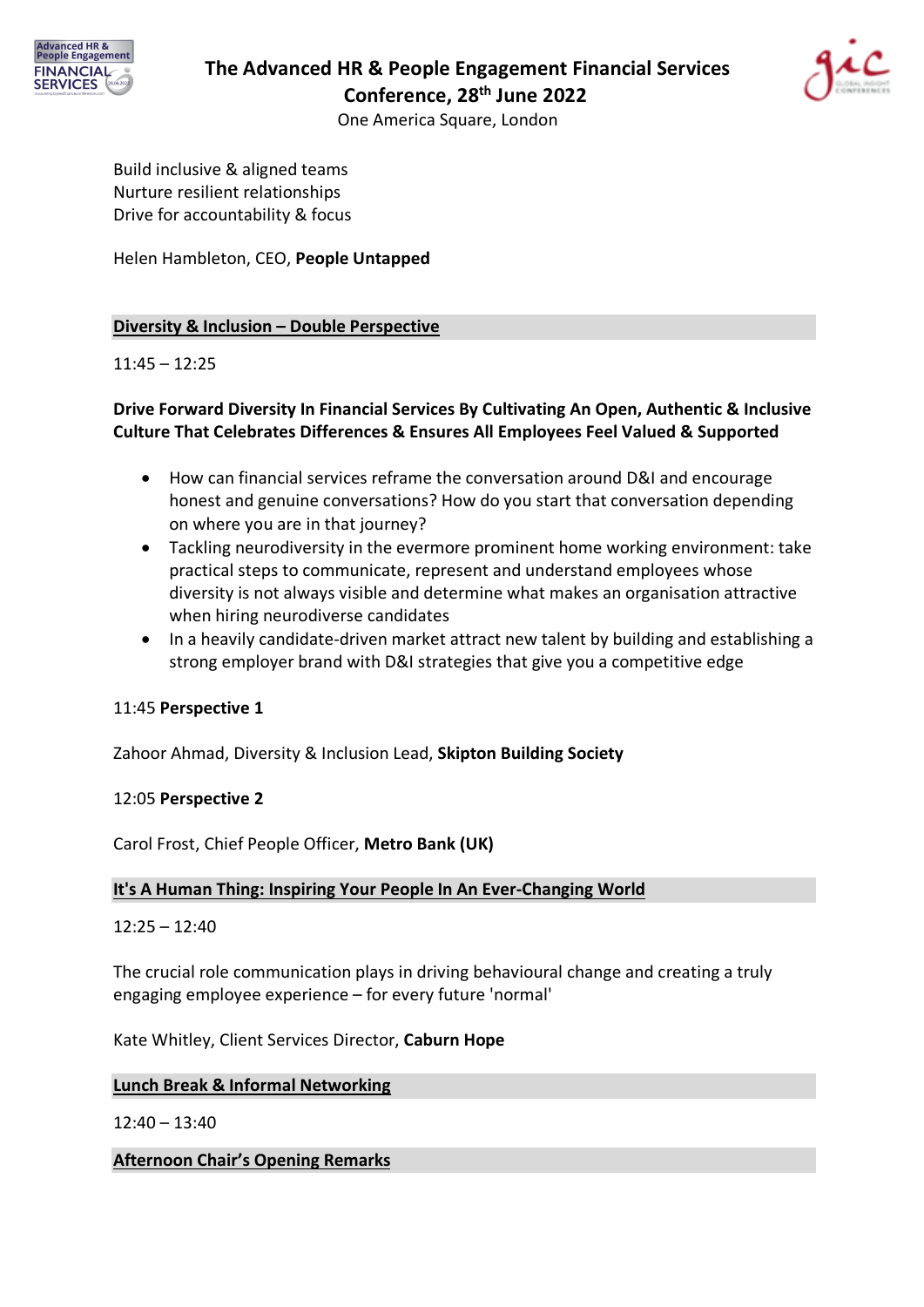Build inclusive & aligned teams
Nurture resilient relationships
Drive for accountability & focus

Helen Hambleton, CEO, **People Untapped**

## Diversity & Inclusion – Double Perspective

11:45 – 12:25

**Drive Forward Diversity In Financial Services By Cultivating An Open, Authentic & Inclusive Culture That Celebrates Differences & Ensures All Employees Feel Valued & Supported**

- How can financial services reframe the conversation around D&I and encourage honest and genuine conversations? How do you start that conversation depending on where you are in that journey?
- Tackling neurodiversity in the evermore prominent home working environment: take practical steps to communicate, represent and understand employees whose diversity is not always visible and determine what makes an organisation attractive when hiring neurodiverse candidates
- In a heavily candidate-driven market attract new talent by building and establishing a strong employer brand with D&I strategies that give you a competitive edge

11:45 **Perspective 1**

Zahoor Ahmad, Diversity & Inclusion Lead, **Skipton Building Society**

12:05 **Perspective 2**

Carol Frost, Chief People Officer, **Metro Bank (UK)**

## It's A Human Thing: Inspiring Your People In An Ever-Changing World

12:25 – 12:40

The crucial role communication plays in driving behavioural change and creating a truly engaging employee experience – for every future 'normal'

Kate Whitley, Client Services Director, **Caburn Hope**

## Lunch Break & Informal Networking

12:40 – 13:40

## Afternoon Chair's Opening Remarks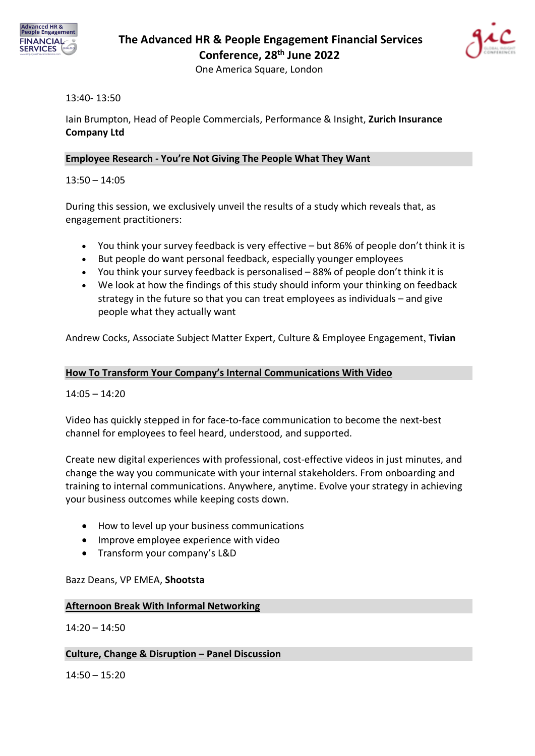13:40- 13:50

Iain Brumpton, Head of People Commercials, Performance & Insight, **Zurich Insurance Company Ltd**

## Employee Research - You're Not Giving The People What They Want

13:50 – 14:05

During this session, we exclusively unveil the results of a study which reveals that, as engagement practitioners:

- You think your survey feedback is very effective – but 86% of people don't think it is
- But people do want personal feedback, especially younger employees
- You think your survey feedback is personalised – 88% of people don't think it is
- We look at how the findings of this study should inform your thinking on feedback strategy in the future so that you can treat employees as individuals – and give people what they actually want

Andrew Cocks, Associate Subject Matter Expert, Culture & Employee Engagement, **Tivian**

## How To Transform Your Company's Internal Communications With Video

14:05 – 14:20

Video has quickly stepped in for face-to-face communication to become the next-best channel for employees to feel heard, understood, and supported.

Create new digital experiences with professional, cost-effective videos in just minutes, and change the way you communicate with your internal stakeholders. From onboarding and training to internal communications. Anywhere, anytime. Evolve your strategy in achieving your business outcomes while keeping costs down.

- How to level up your business communications
- Improve employee experience with video
- Transform your company's L&D

Bazz Deans, VP EMEA, **Shootsta**

## Afternoon Break With Informal Networking

14:20 – 14:50

## Culture, Change & Disruption – Panel Discussion

14:50 – 15:20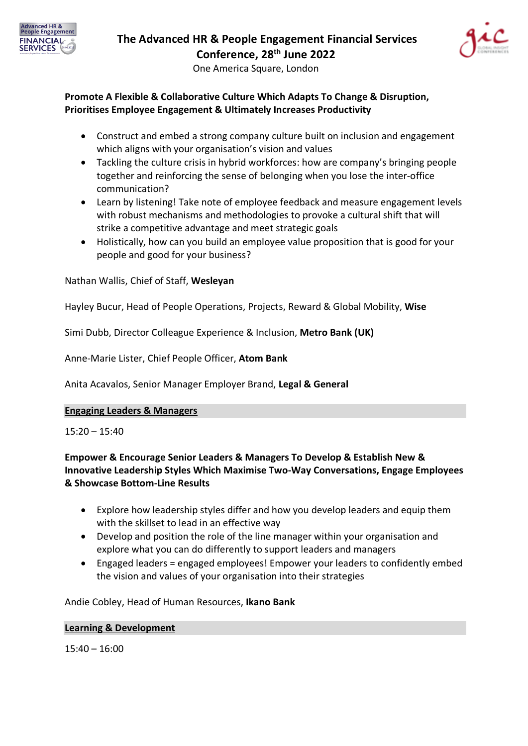**Promote A Flexible & Collaborative Culture Which Adapts To Change & Disruption, Prioritises Employee Engagement & Ultimately Increases Productivity**

- Construct and embed a strong company culture built on inclusion and engagement which aligns with your organisation's vision and values
- Tackling the culture crisis in hybrid workforces: how are company's bringing people together and reinforcing the sense of belonging when you lose the inter-office communication?
- Learn by listening! Take note of employee feedback and measure engagement levels with robust mechanisms and methodologies to provoke a cultural shift that will strike a competitive advantage and meet strategic goals
- Holistically, how can you build an employee value proposition that is good for your people and good for your business?

Nathan Wallis, Chief of Staff, **Wesleyan**

Hayley Bucur, Head of People Operations, Projects, Reward & Global Mobility, **Wise**

Simi Dubb, Director Colleague Experience & Inclusion, **Metro Bank (UK)**

Anne-Marie Lister, Chief People Officer, **Atom Bank**

Anita Acavalos, Senior Manager Employer Brand, **Legal & General**

## Engaging Leaders & Managers

15:20 – 15:40

**Empower & Encourage Senior Leaders & Managers To Develop & Establish New & Innovative Leadership Styles Which Maximise Two-Way Conversations, Engage Employees & Showcase Bottom-Line Results**

- Explore how leadership styles differ and how you develop leaders and equip them with the skillset to lead in an effective way
- Develop and position the role of the line manager within your organisation and explore what you can do differently to support leaders and managers
- Engaged leaders = engaged employees! Empower your leaders to confidently embed the vision and values of your organisation into their strategies

Andie Cobley, Head of Human Resources, **Ikano Bank**

## Learning & Development

15:40 – 16:00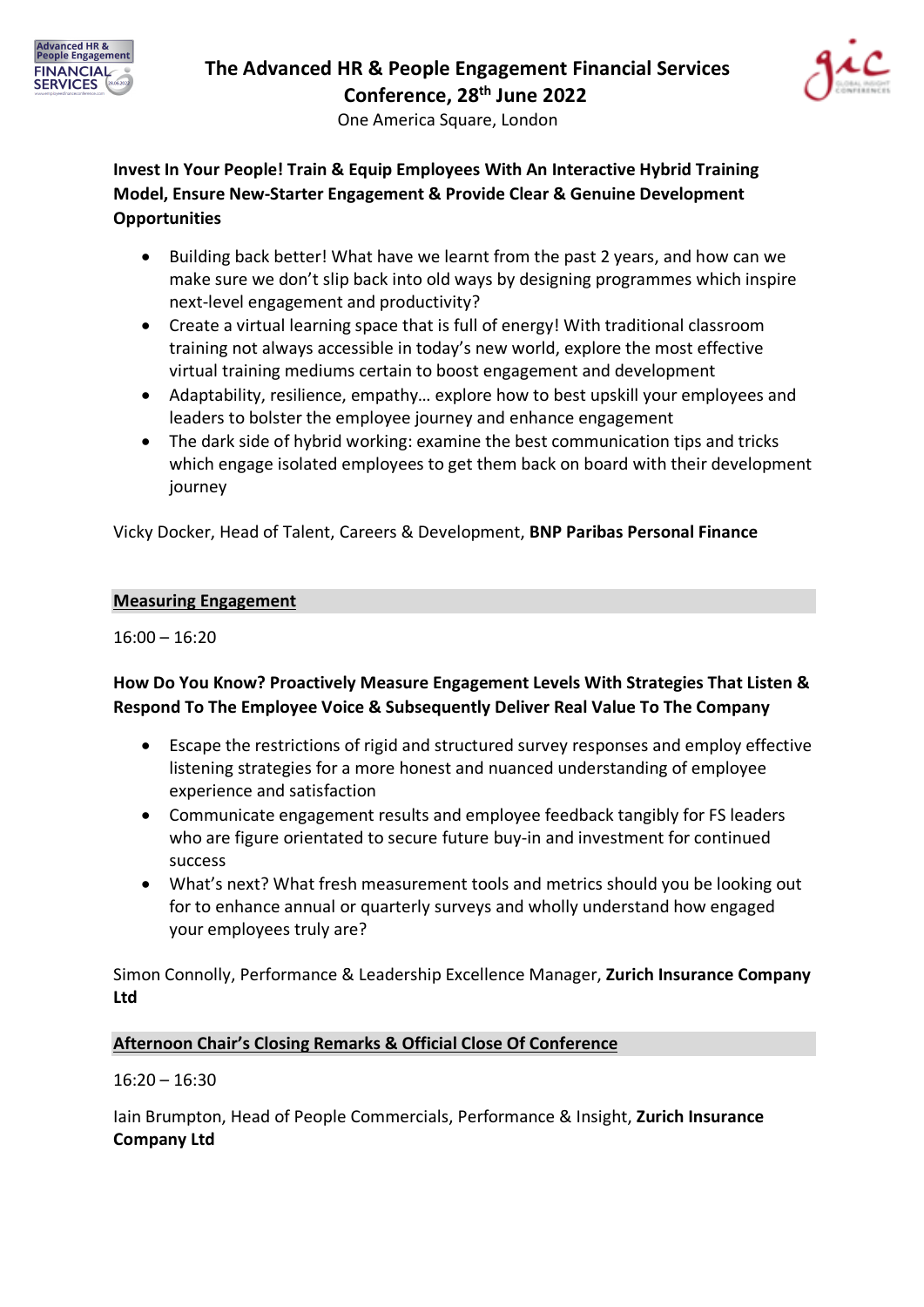**Invest In Your People! Train & Equip Employees With An Interactive Hybrid Training Model, Ensure New-Starter Engagement & Provide Clear & Genuine Development Opportunities**

- Building back better! What have we learnt from the past 2 years, and how can we make sure we don't slip back into old ways by designing programmes which inspire next-level engagement and productivity?
- Create a virtual learning space that is full of energy! With traditional classroom training not always accessible in today's new world, explore the most effective virtual training mediums certain to boost engagement and development
- Adaptability, resilience, empathy… explore how to best upskill your employees and leaders to bolster the employee journey and enhance engagement
- The dark side of hybrid working: examine the best communication tips and tricks which engage isolated employees to get them back on board with their development journey

Vicky Docker, Head of Talent, Careers & Development, **BNP Paribas Personal Finance**

## Measuring Engagement

16:00 – 16:20

**How Do You Know? Proactively Measure Engagement Levels With Strategies That Listen & Respond To The Employee Voice & Subsequently Deliver Real Value To The Company**

- Escape the restrictions of rigid and structured survey responses and employ effective listening strategies for a more honest and nuanced understanding of employee experience and satisfaction
- Communicate engagement results and employee feedback tangibly for FS leaders who are figure orientated to secure future buy-in and investment for continued success
- What's next? What fresh measurement tools and metrics should you be looking out for to enhance annual or quarterly surveys and wholly understand how engaged your employees truly are?

Simon Connolly, Performance & Leadership Excellence Manager, **Zurich Insurance Company Ltd**

## Afternoon Chair's Closing Remarks & Official Close Of Conference

16:20 – 16:30

Iain Brumpton, Head of People Commercials, Performance & Insight, **Zurich Insurance Company Ltd**